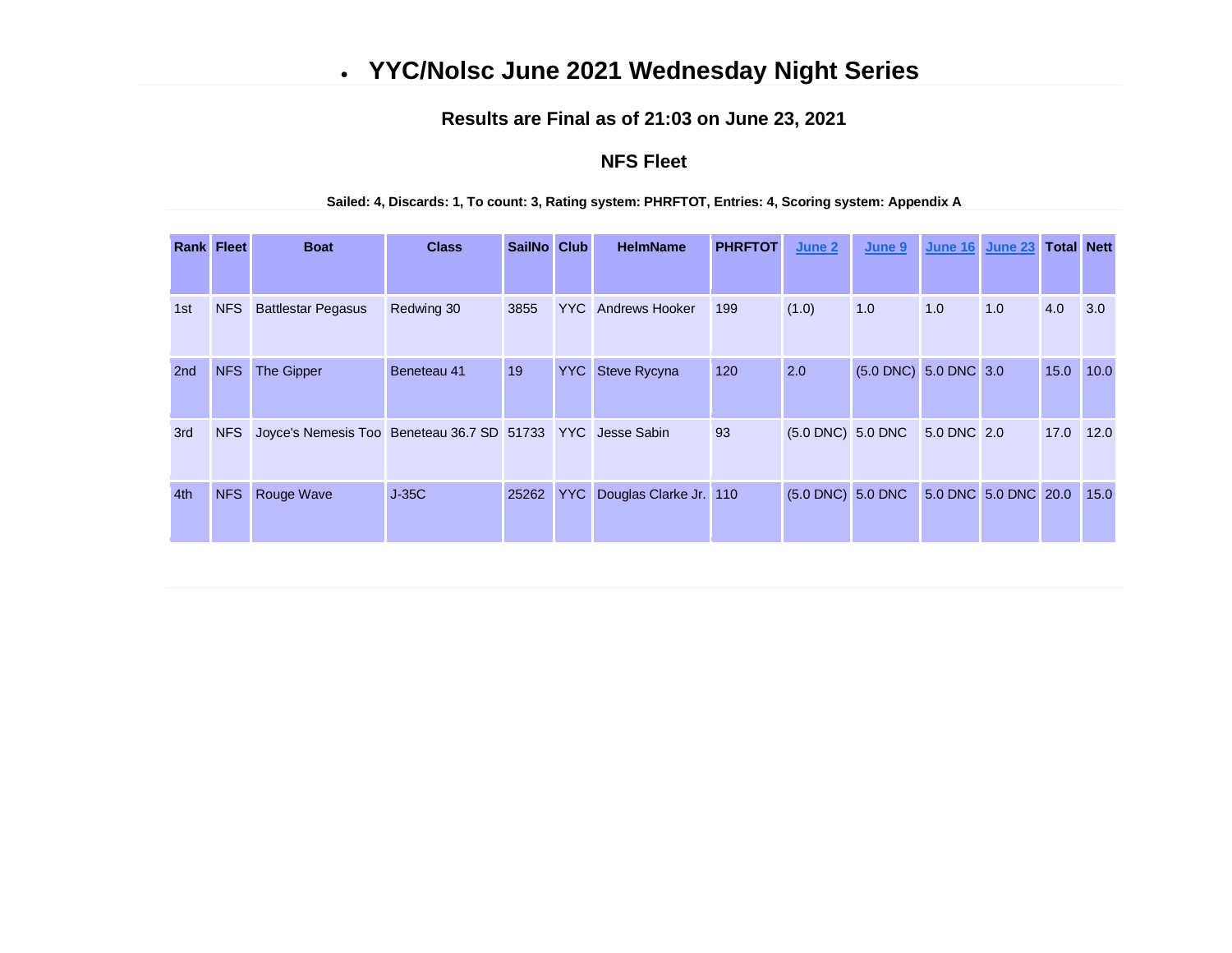- # YYC/Nolsc June 2021 Wednesday Night Series

### Results are Final as of 21:03 on June 23, 2021

### NFS Fleet

**Sailed: 4, Discards: 1, To count: 3, Rating system: PHRFTOT, Entries: 4, Scoring system: Appendix A**

| Rank | Fleet | Boat | Class | SailNo | Club | HelmName | PHRFTOT | June 2 | June 9 | June 16 | June 23 | Total | Nett |
|---|---|---|---|---|---|---|---|---|---|---|---|---|---|
| 1st | NFS | Battlestar Pegasus | Redwing 30 | 3855 | YYC | Andrews Hooker | 199 | (1.0) | 1.0 | 1.0 | 1.0 | 4.0 | 3.0 |
| 2nd | NFS | The Gipper | Beneteau 41 | 19 | YYC | Steve Rycyna | 120 | 2.0 | (5.0 DNC) | 5.0 DNC | 3.0 | 15.0 | 10.0 |
| 3rd | NFS | Joyce's Nemesis Too | Beneteau 36.7 SD | 51733 | YYC | Jesse Sabin | 93 | (5.0 DNC) | 5.0 DNC | 5.0 DNC | 2.0 | 17.0 | 12.0 |
| 4th | NFS | Rouge Wave | J-35C | 25262 | YYC | Douglas Clarke Jr. | 110 | (5.0 DNC) | 5.0 DNC | 5.0 DNC | 5.0 DNC | 20.0 | 15.0 |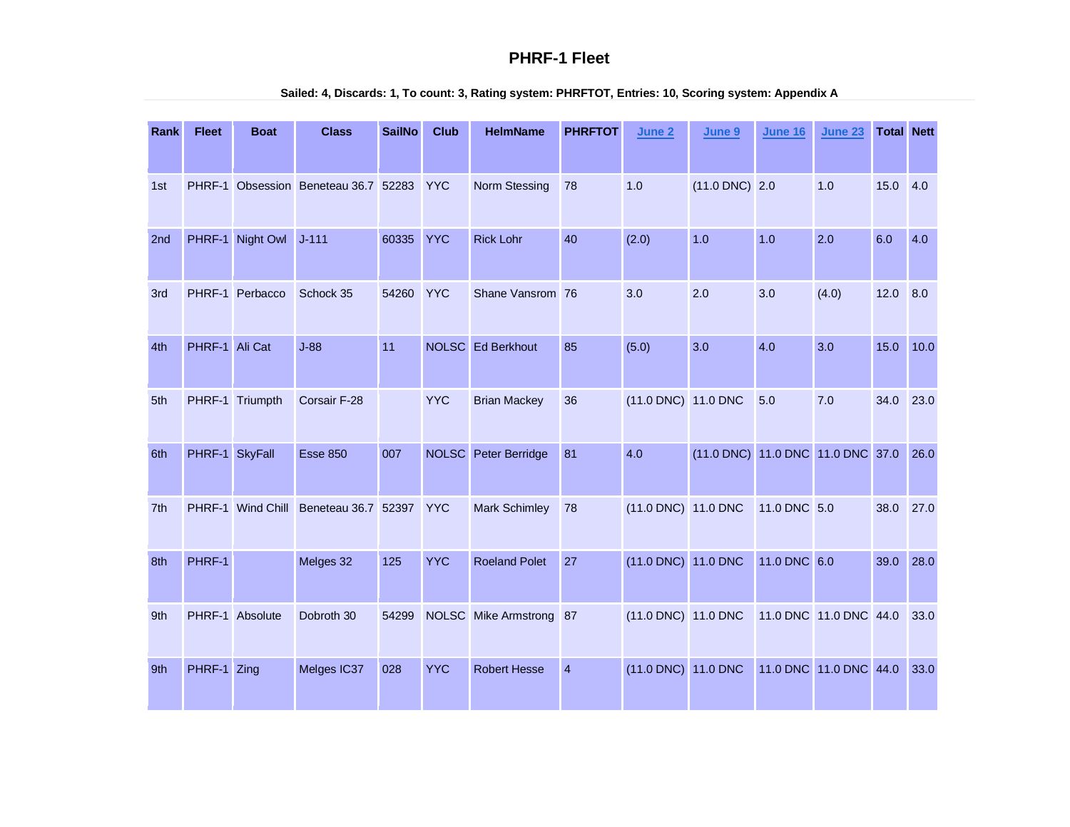# PHRF-1 Fleet

**Sailed: 4, Discards: 1, To count: 3, Rating system: PHRFTOT, Entries: 10, Scoring system: Appendix A**

| Rank | Fleet | Boat | Class | SailNo | Club | HelmName | PHRFTOT | June 2 | June 9 | June 16 | June 23 | Total | Nett |
|---|---|---|---|---|---|---|---|---|---|---|---|---|---|
| 1st | PHRF-1 | Obsession | Beneteau 36.7 | 52283 | YYC | Norm Stessing | 78 | 1.0 | (11.0 DNC) | 2.0 | 1.0 | 15.0 | 4.0 |
| 2nd | PHRF-1 | Night Owl | J-111 | 60335 | YYC | Rick Lohr | 40 | (2.0) | 1.0 | 1.0 | 2.0 | 6.0 | 4.0 |
| 3rd | PHRF-1 | Perbacco | Schock 35 | 54260 | YYC | Shane Vansrom | 76 | 3.0 | 2.0 | 3.0 | (4.0) | 12.0 | 8.0 |
| 4th | PHRF-1 | Ali Cat | J-88 | 11 | NOLSC | Ed Berkhout | 85 | (5.0) | 3.0 | 4.0 | 3.0 | 15.0 | 10.0 |
| 5th | PHRF-1 | Triumpth | Corsair F-28 | | YYC | Brian Mackey | 36 | (11.0 DNC) | 11.0 DNC | 5.0 | 7.0 | 34.0 | 23.0 |
| 6th | PHRF-1 | SkyFall | Esse 850 | 007 | NOLSC | Peter Berridge | 81 | 4.0 | (11.0 DNC) | 11.0 DNC | 11.0 DNC | 37.0 | 26.0 |
| 7th | PHRF-1 | Wind Chill | Beneteau 36.7 | 52397 | YYC | Mark Schimley | 78 | (11.0 DNC) | 11.0 DNC | 11.0 DNC | 5.0 | 38.0 | 27.0 |
| 8th | PHRF-1 | | Melges 32 | 125 | YYC | Roeland Polet | 27 | (11.0 DNC) | 11.0 DNC | 11.0 DNC | 6.0 | 39.0 | 28.0 |
| 9th | PHRF-1 | Absolute | Dobroth 30 | 54299 | NOLSC | Mike Armstrong | 87 | (11.0 DNC) | 11.0 DNC | 11.0 DNC | 11.0 DNC | 44.0 | 33.0 |
| 9th | PHRF-1 | Zing | Melges IC37 | 028 | YYC | Robert Hesse | 4 | (11.0 DNC) | 11.0 DNC | 11.0 DNC | 11.0 DNC | 44.0 | 33.0 |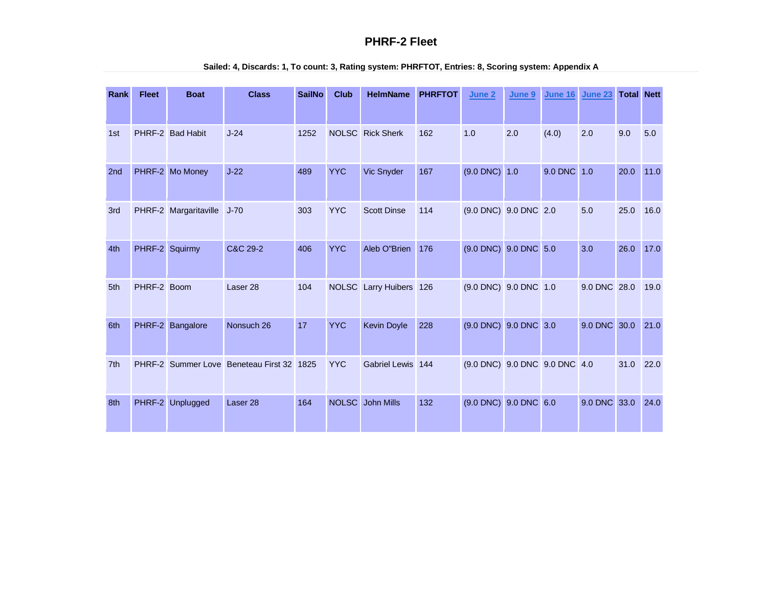# PHRF-2 Fleet

**Sailed: 4, Discards: 1, To count: 3, Rating system: PHRFTOT, Entries: 8, Scoring system: Appendix A**

| Rank | Fleet | Boat | Class | SailNo | Club | HelmName | PHRFTOT | June 2 | June 9 | June 16 | June 23 | Total | Nett |
|---|---|---|---|---|---|---|---|---|---|---|---|---|---|
| 1st | PHRF-2 | Bad Habit | J-24 | 1252 | NOLSC | Rick Sherk | 162 | 1.0 | 2.0 | (4.0) | 2.0 | 9.0 | 5.0 |
| 2nd | PHRF-2 | Mo Money | J-22 | 489 | YYC | Vic Snyder | 167 | (9.0 DNC) | 1.0 | 9.0 DNC | 1.0 | 20.0 | 11.0 |
| 3rd | PHRF-2 | Margaritaville | J-70 | 303 | YYC | Scott Dinse | 114 | (9.0 DNC) | 9.0 DNC | 2.0 | 5.0 | 25.0 | 16.0 |
| 4th | PHRF-2 | Squirmy | C&C 29-2 | 406 | YYC | Aleb O"Brien | 176 | (9.0 DNC) | 9.0 DNC | 5.0 | 3.0 | 26.0 | 17.0 |
| 5th | PHRF-2 | Boom | Laser 28 | 104 | NOLSC | Larry Huibers | 126 | (9.0 DNC) | 9.0 DNC | 1.0 | 9.0 DNC | 28.0 | 19.0 |
| 6th | PHRF-2 | Bangalore | Nonsuch 26 | 17 | YYC | Kevin Doyle | 228 | (9.0 DNC) | 9.0 DNC | 3.0 | 9.0 DNC | 30.0 | 21.0 |
| 7th | PHRF-2 | Summer Love | Beneteau First 32 | 1825 | YYC | Gabriel Lewis | 144 | (9.0 DNC) | 9.0 DNC | 9.0 DNC | 4.0 | 31.0 | 22.0 |
| 8th | PHRF-2 | Unplugged | Laser 28 | 164 | NOLSC | John Mills | 132 | (9.0 DNC) | 9.0 DNC | 6.0 | 9.0 DNC | 33.0 | 24.0 |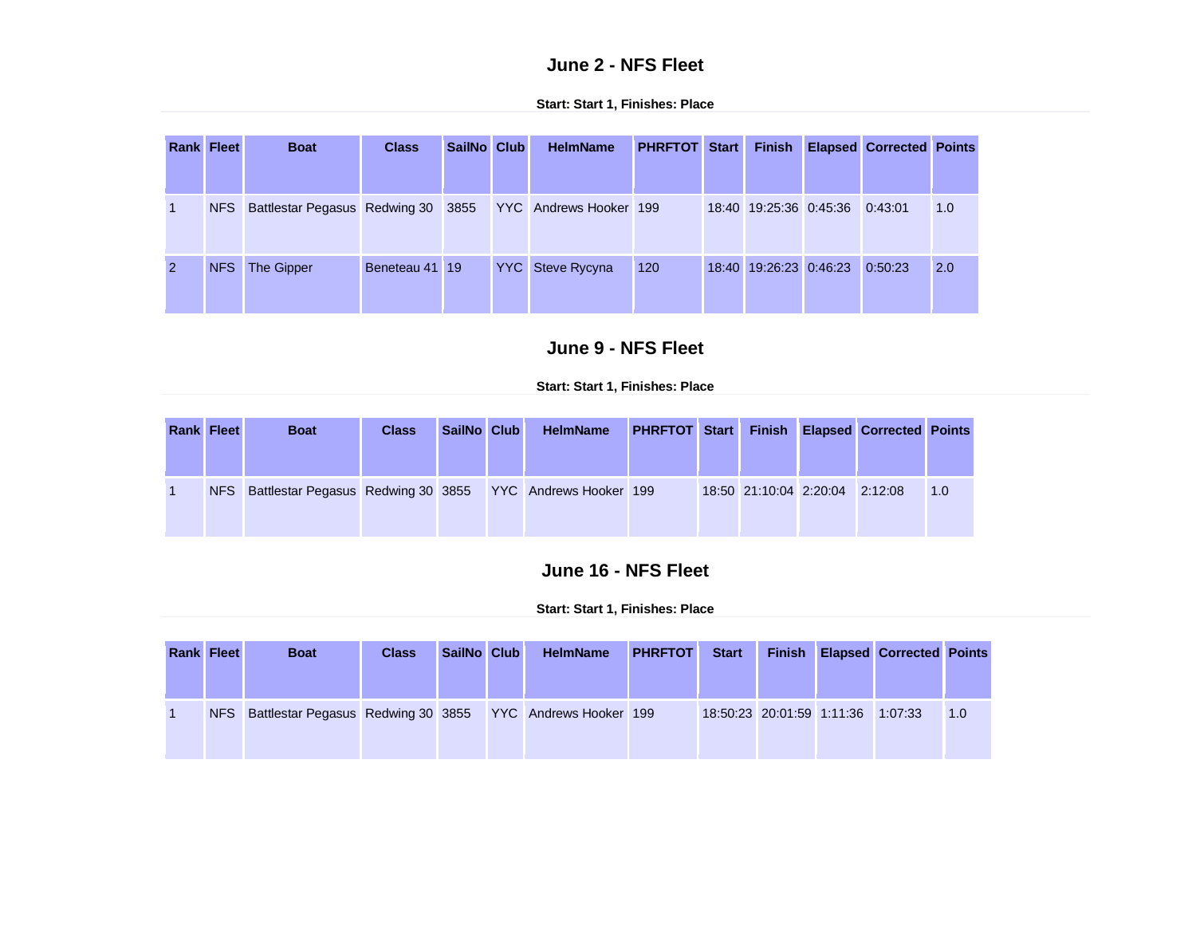## June 2 - NFS Fleet

**Start: Start 1, Finishes: Place**

| Rank | Fleet | Boat | Class | SailNo | Club | HelmName | PHRFTOT | Start | Finish | Elapsed | Corrected | Points |
|---|---|---|---|---|---|---|---|---|---|---|---|---|
| 1 | NFS | Battlestar Pegasus | Redwing 30 | 3855 | YYC | Andrews Hooker | 199 | 18:40 | 19:25:36 | 0:45:36 | 0:43:01 | 1.0 |
| 2 | NFS | The Gipper | Beneteau 41 | 19 | YYC | Steve Rycyna | 120 | 18:40 | 19:26:23 | 0:46:23 | 0:50:23 | 2.0 |

## June 9 - NFS Fleet

**Start: Start 1, Finishes: Place**

| Rank | Fleet | Boat | Class | SailNo | Club | HelmName | PHRFTOT | Start | Finish | Elapsed | Corrected | Points |
|---|---|---|---|---|---|---|---|---|---|---|---|---|
| 1 | NFS | Battlestar Pegasus | Redwing 30 | 3855 | YYC | Andrews Hooker | 199 | 18:50 | 21:10:04 | 2:20:04 | 2:12:08 | 1.0 |

## June 16 - NFS Fleet

**Start: Start 1, Finishes: Place**

| Rank | Fleet | Boat | Class | SailNo | Club | HelmName | PHRFTOT | Start | Finish | Elapsed | Corrected | Points |
|---|---|---|---|---|---|---|---|---|---|---|---|---|
| 1 | NFS | Battlestar Pegasus | Redwing 30 | 3855 | YYC | Andrews Hooker | 199 | 18:50:23 | 20:01:59 | 1:11:36 | 1:07:33 | 1.0 |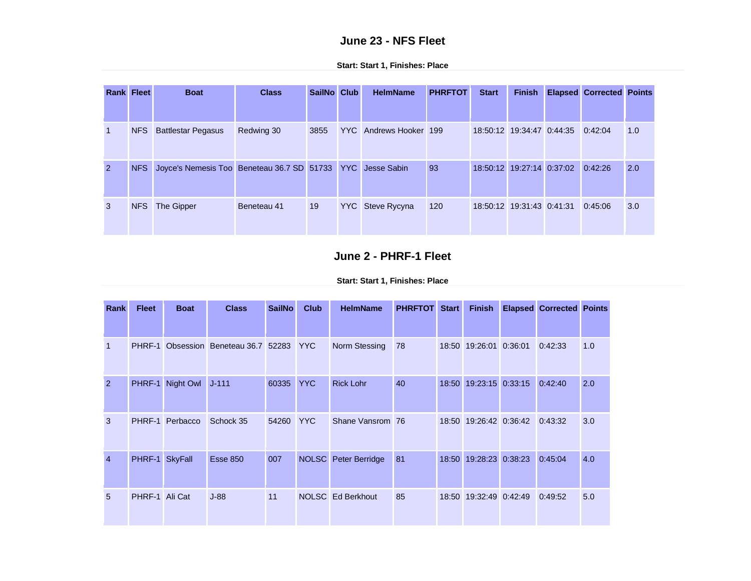## June 23 - NFS Fleet

**Start: Start 1, Finishes: Place**

| Rank | Fleet | Boat | Class | SailNo | Club | HelmName | PHRFTOT | Start | Finish | Elapsed | Corrected | Points |
|---|---|---|---|---|---|---|---|---|---|---|---|---|
| 1 | NFS | Battlestar Pegasus | Redwing 30 | 3855 | YYC | Andrews Hooker | 199 | 18:50:12 | 19:34:47 | 0:44:35 | 0:42:04 | 1.0 |
| 2 | NFS | Joyce's Nemesis Too | Beneteau 36.7 SD | 51733 | YYC | Jesse Sabin | 93 | 18:50:12 | 19:27:14 | 0:37:02 | 0:42:26 | 2.0 |
| 3 | NFS | The Gipper | Beneteau 41 | 19 | YYC | Steve Rycyna | 120 | 18:50:12 | 19:31:43 | 0:41:31 | 0:45:06 | 3.0 |

## June 2 - PHRF-1 Fleet

**Start: Start 1, Finishes: Place**

| Rank | Fleet | Boat | Class | SailNo | Club | HelmName | PHRFTOT | Start | Finish | Elapsed | Corrected | Points |
|---|---|---|---|---|---|---|---|---|---|---|---|---|
| 1 | PHRF-1 | Obsession | Beneteau 36.7 | 52283 | YYC | Norm Stessing | 78 | 18:50 | 19:26:01 | 0:36:01 | 0:42:33 | 1.0 |
| 2 | PHRF-1 | Night Owl | J-111 | 60335 | YYC | Rick Lohr | 40 | 18:50 | 19:23:15 | 0:33:15 | 0:42:40 | 2.0 |
| 3 | PHRF-1 | Perbacco | Schock 35 | 54260 | YYC | Shane Vansrom | 76 | 18:50 | 19:26:42 | 0:36:42 | 0:43:32 | 3.0 |
| 4 | PHRF-1 | SkyFall | Esse 850 | 007 | NOLSC | Peter Berridge | 81 | 18:50 | 19:28:23 | 0:38:23 | 0:45:04 | 4.0 |
| 5 | PHRF-1 | Ali Cat | J-88 | 11 | NOLSC | Ed Berkhout | 85 | 18:50 | 19:32:49 | 0:42:49 | 0:49:52 | 5.0 |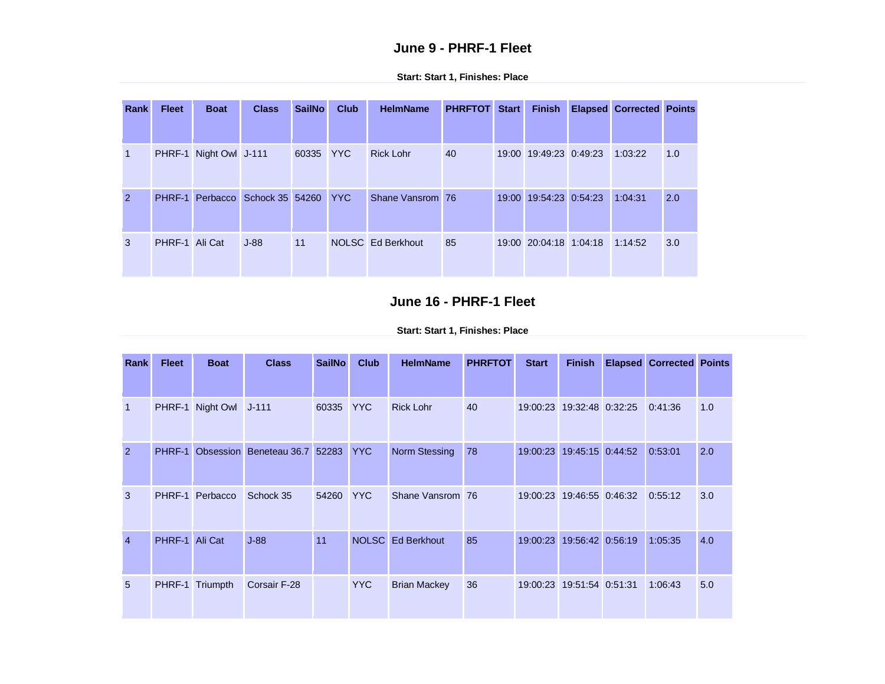## June 9 - PHRF-1 Fleet

**Start: Start 1, Finishes: Place**

| Rank | Fleet | Boat | Class | SailNo | Club | HelmName | PHRFTOT | Start | Finish | Elapsed | Corrected | Points |
|---|---|---|---|---|---|---|---|---|---|---|---|---|
| 1 | PHRF-1 | Night Owl | J-111 | 60335 | YYC | Rick Lohr | 40 | 19:00 | 19:49:23 | 0:49:23 | 1:03:22 | 1.0 |
| 2 | PHRF-1 | Perbacco | Schock 35 | 54260 | YYC | Shane Vansrom | 76 | 19:00 | 19:54:23 | 0:54:23 | 1:04:31 | 2.0 |
| 3 | PHRF-1 | Ali Cat | J-88 | 11 | NOLSC | Ed Berkhout | 85 | 19:00 | 20:04:18 | 1:04:18 | 1:14:52 | 3.0 |

## June 16 - PHRF-1 Fleet

**Start: Start 1, Finishes: Place**

| Rank | Fleet | Boat | Class | SailNo | Club | HelmName | PHRFTOT | Start | Finish | Elapsed | Corrected | Points |
|---|---|---|---|---|---|---|---|---|---|---|---|---|
| 1 | PHRF-1 | Night Owl | J-111 | 60335 | YYC | Rick Lohr | 40 | 19:00:23 | 19:32:48 | 0:32:25 | 0:41:36 | 1.0 |
| 2 | PHRF-1 | Obsession | Beneteau 36.7 | 52283 | YYC | Norm Stessing | 78 | 19:00:23 | 19:45:15 | 0:44:52 | 0:53:01 | 2.0 |
| 3 | PHRF-1 | Perbacco | Schock 35 | 54260 | YYC | Shane Vansrom | 76 | 19:00:23 | 19:46:55 | 0:46:32 | 0:55:12 | 3.0 |
| 4 | PHRF-1 | Ali Cat | J-88 | 11 | NOLSC | Ed Berkhout | 85 | 19:00:23 | 19:56:42 | 0:56:19 | 1:05:35 | 4.0 |
| 5 | PHRF-1 | Triumpth | Corsair F-28 | | YYC | Brian Mackey | 36 | 19:00:23 | 19:51:54 | 0:51:31 | 1:06:43 | 5.0 |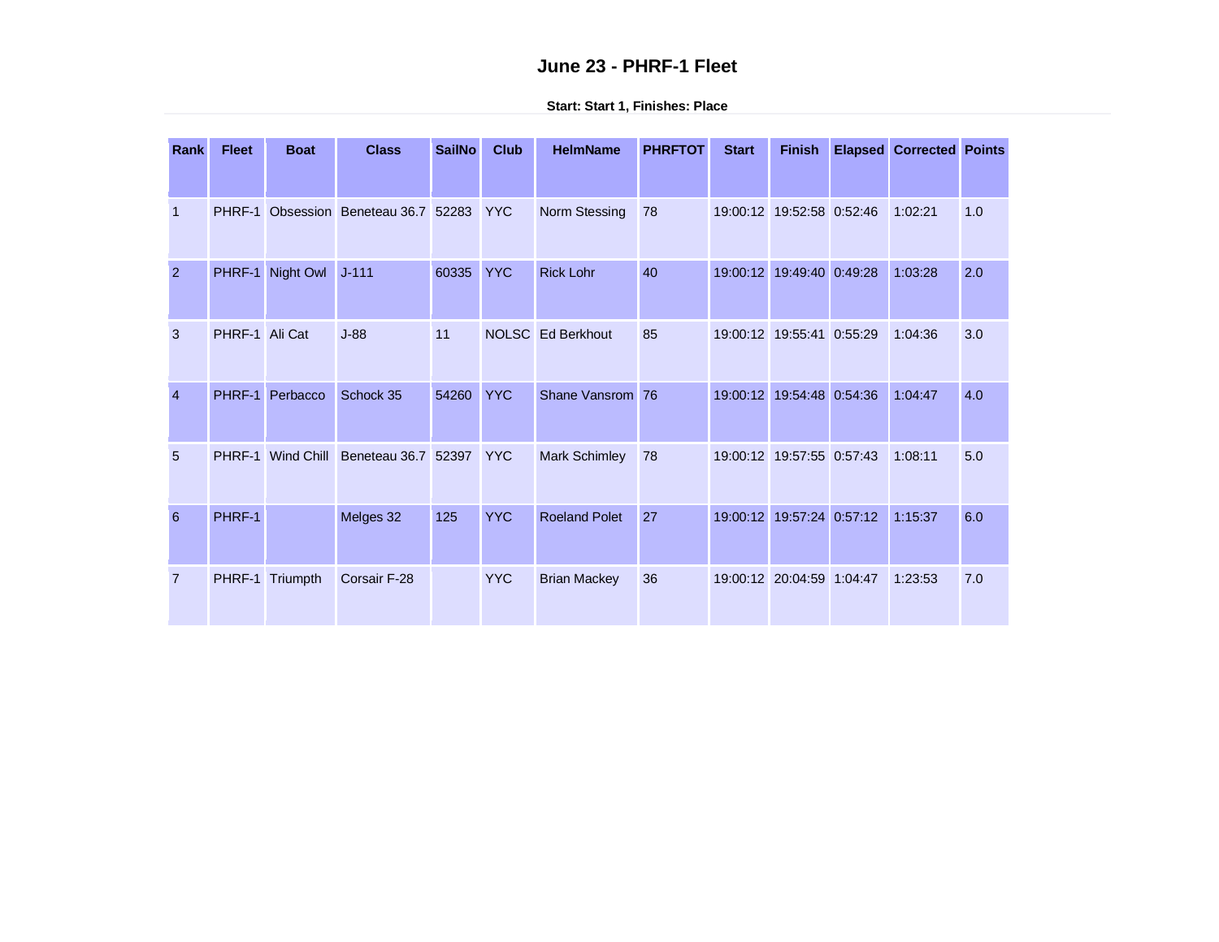# June 23 - PHRF-1 Fleet

**Start: Start 1, Finishes: Place**

| Rank | Fleet | Boat | Class | SailNo | Club | HelmName | PHRFTOT | Start | Finish | Elapsed | Corrected | Points |
|---|---|---|---|---|---|---|---|---|---|---|---|---|
| 1 | PHRF-1 | Obsession | Beneteau 36.7 | 52283 | YYC | Norm Stessing | 78 | 19:00:12 | 19:52:58 | 0:52:46 | 1:02:21 | 1.0 |
| 2 | PHRF-1 | Night Owl | J-111 | 60335 | YYC | Rick Lohr | 40 | 19:00:12 | 19:49:40 | 0:49:28 | 1:03:28 | 2.0 |
| 3 | PHRF-1 | Ali Cat | J-88 | 11 | NOLSC | Ed Berkhout | 85 | 19:00:12 | 19:55:41 | 0:55:29 | 1:04:36 | 3.0 |
| 4 | PHRF-1 | Perbacco | Schock 35 | 54260 | YYC | Shane Vansrom | 76 | 19:00:12 | 19:54:48 | 0:54:36 | 1:04:47 | 4.0 |
| 5 | PHRF-1 | Wind Chill | Beneteau 36.7 | 52397 | YYC | Mark Schimley | 78 | 19:00:12 | 19:57:55 | 0:57:43 | 1:08:11 | 5.0 |
| 6 | PHRF-1 | | Melges 32 | 125 | YYC | Roeland Polet | 27 | 19:00:12 | 19:57:24 | 0:57:12 | 1:15:37 | 6.0 |
| 7 | PHRF-1 | Triumpth | Corsair F-28 | | YYC | Brian Mackey | 36 | 19:00:12 | 20:04:59 | 1:04:47 | 1:23:53 | 7.0 |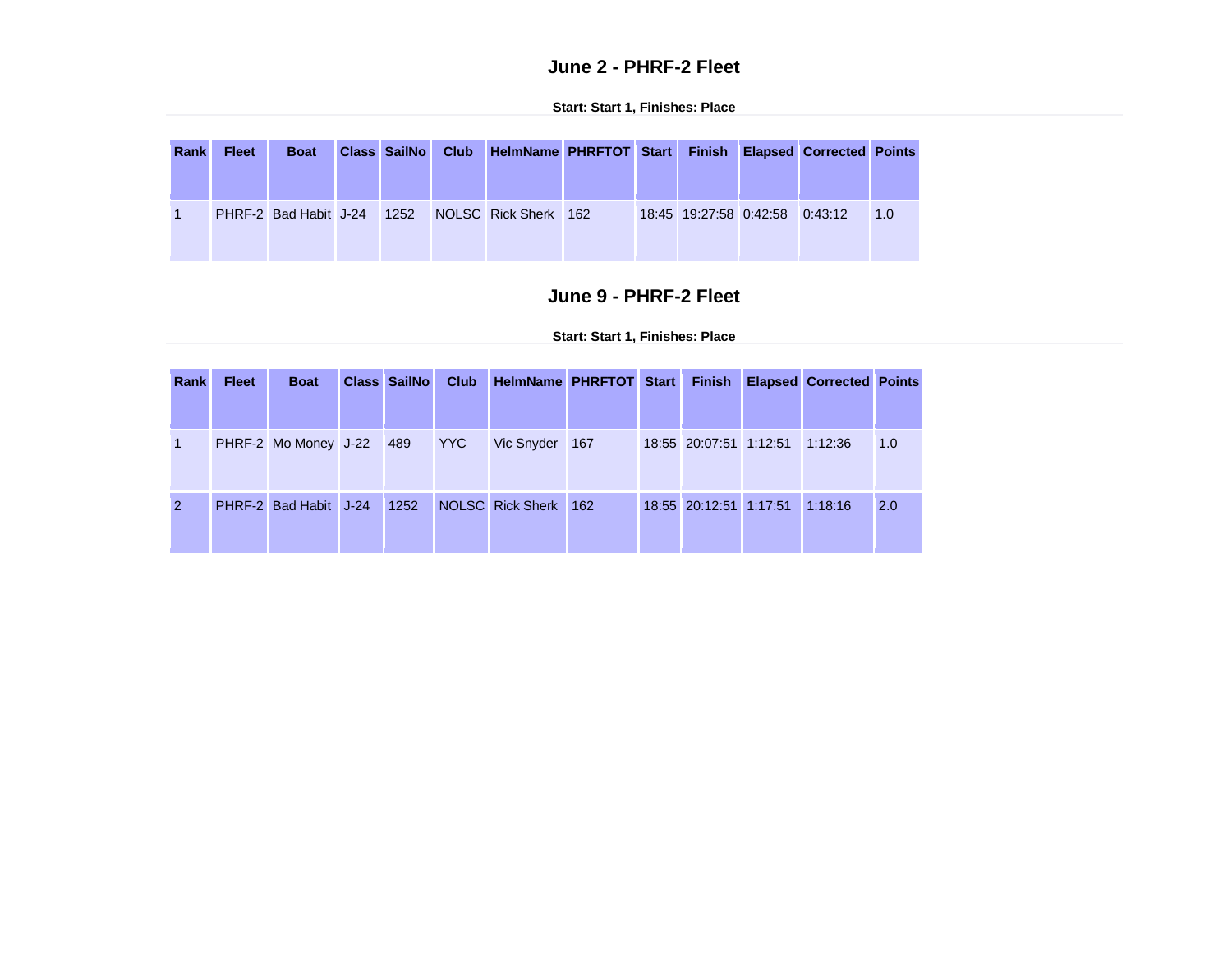## June 2 - PHRF-2 Fleet

**Start: Start 1, Finishes: Place**

| Rank | Fleet | Boat | Class | SailNo | Club | HelmName | PHRFTOT | Start | Finish | Elapsed | Corrected | Points |
|---|---|---|---|---|---|---|---|---|---|---|---|---|
| 1 | PHRF-2 | Bad Habit | J-24 | 1252 | NOLSC | Rick Sherk | 162 | 18:45 | 19:27:58 | 0:42:58 | 0:43:12 | 1.0 |

## June 9 - PHRF-2 Fleet

**Start: Start 1, Finishes: Place**

| Rank | Fleet | Boat | Class | SailNo | Club | HelmName | PHRFTOT | Start | Finish | Elapsed | Corrected | Points |
|---|---|---|---|---|---|---|---|---|---|---|---|---|
| 1 | PHRF-2 | Mo Money | J-22 | 489 | YYC | Vic Snyder | 167 | 18:55 | 20:07:51 | 1:12:51 | 1:12:36 | 1.0 |
| 2 | PHRF-2 | Bad Habit | J-24 | 1252 | NOLSC | Rick Sherk | 162 | 18:55 | 20:12:51 | 1:17:51 | 1:18:16 | 2.0 |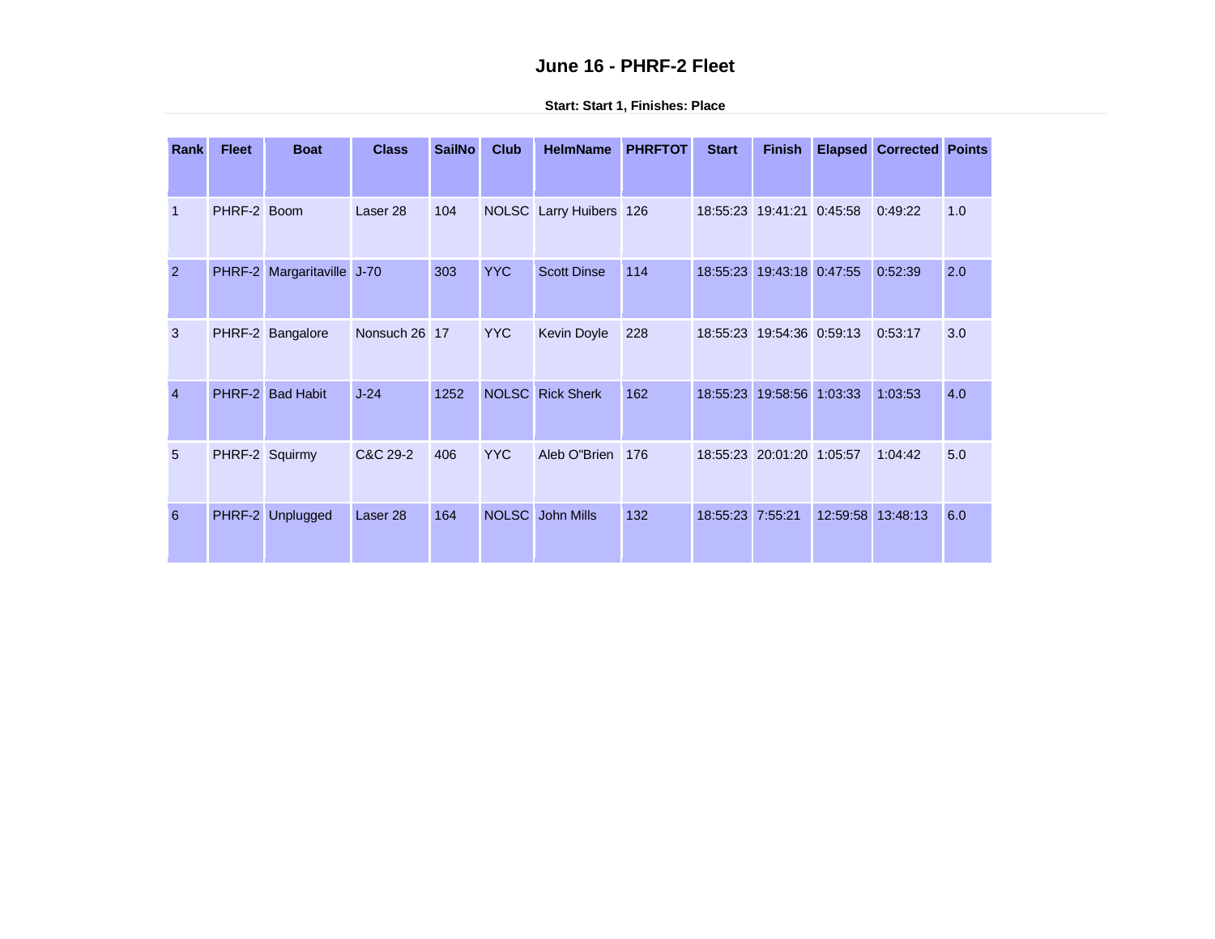# June 16 - PHRF-2 Fleet

**Start: Start 1, Finishes: Place**

| Rank | Fleet | Boat | Class | SailNo | Club | HelmName | PHRFTOT | Start | Finish | Elapsed | Corrected | Points |
|---|---|---|---|---|---|---|---|---|---|---|---|---|
| 1 | PHRF-2 | Boom | Laser 28 | 104 | NOLSC | Larry Huibers | 126 | 18:55:23 | 19:41:21 | 0:45:58 | 0:49:22 | 1.0 |
| 2 | PHRF-2 | Margaritaville | J-70 | 303 | YYC | Scott Dinse | 114 | 18:55:23 | 19:43:18 | 0:47:55 | 0:52:39 | 2.0 |
| 3 | PHRF-2 | Bangalore | Nonsuch 26 | 17 | YYC | Kevin Doyle | 228 | 18:55:23 | 19:54:36 | 0:59:13 | 0:53:17 | 3.0 |
| 4 | PHRF-2 | Bad Habit | J-24 | 1252 | NOLSC | Rick Sherk | 162 | 18:55:23 | 19:58:56 | 1:03:33 | 1:03:53 | 4.0 |
| 5 | PHRF-2 | Squirmy | C&C 29-2 | 406 | YYC | Aleb O"Brien | 176 | 18:55:23 | 20:01:20 | 1:05:57 | 1:04:42 | 5.0 |
| 6 | PHRF-2 | Unplugged | Laser 28 | 164 | NOLSC | John Mills | 132 | 18:55:23 | 7:55:21 | 12:59:58 | 13:48:13 | 6.0 |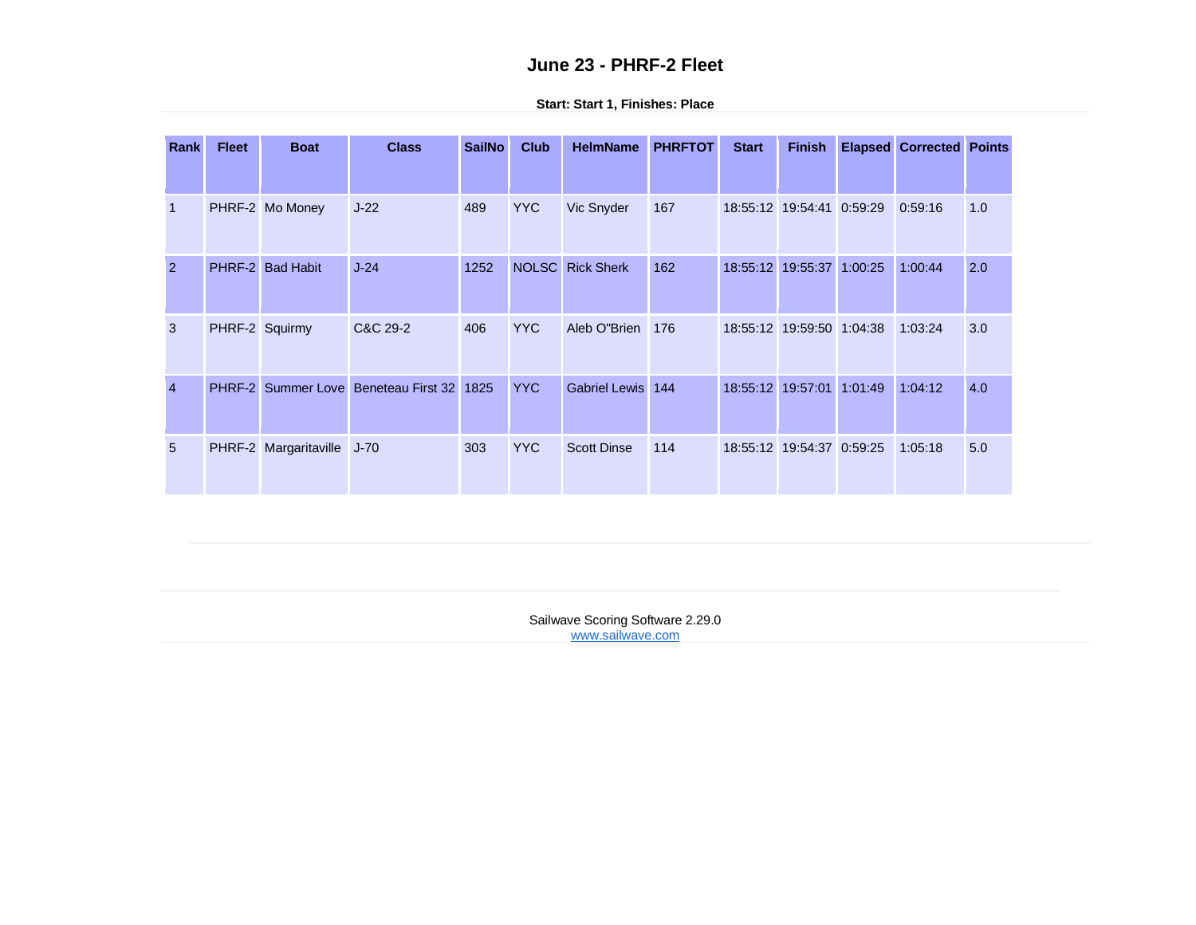# June 23 - PHRF-2 Fleet

**Start: Start 1, Finishes: Place**

| Rank | Fleet | Boat | Class | SailNo | Club | HelmName | PHRFTOT | Start | Finish | Elapsed | Corrected | Points |
|---|---|---|---|---|---|---|---|---|---|---|---|---|
| 1 | PHRF-2 | Mo Money | J-22 | 489 | YYC | Vic Snyder | 167 | 18:55:12 | 19:54:41 | 0:59:29 | 0:59:16 | 1.0 |
| 2 | PHRF-2 | Bad Habit | J-24 | 1252 | NOLSC | Rick Sherk | 162 | 18:55:12 | 19:55:37 | 1:00:25 | 1:00:44 | 2.0 |
| 3 | PHRF-2 | Squirmy | C&C 29-2 | 406 | YYC | Aleb O"Brien | 176 | 18:55:12 | 19:59:50 | 1:04:38 | 1:03:24 | 3.0 |
| 4 | PHRF-2 | Summer Love | Beneteau First 32 | 1825 | YYC | Gabriel Lewis | 144 | 18:55:12 | 19:57:01 | 1:01:49 | 1:04:12 | 4.0 |
| 5 | PHRF-2 | Margaritaville | J-70 | 303 | YYC | Scott Dinse | 114 | 18:55:12 | 19:54:37 | 0:59:25 | 1:05:18 | 5.0 |

Sailwave Scoring Software 2.29.0
www.sailwave.com